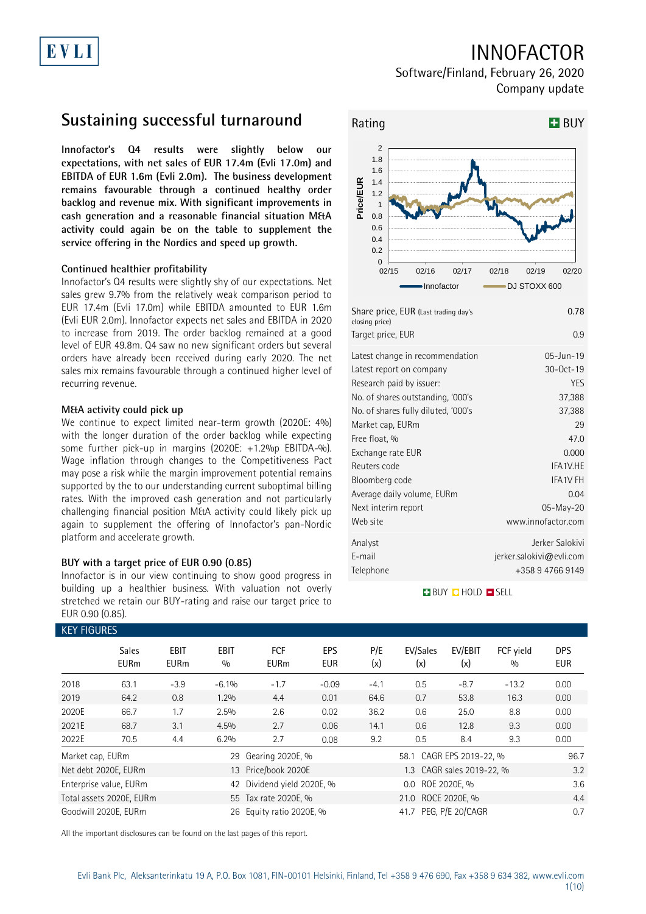# INNOFACTOR

Software/Finland, February 26, 2020

Company update

## Sustaining successful turnaround

**Innofactor's Q4 results were slightly below our expectations, with net sales of EUR 17.4m (Evli 17.0m) and EBITDA of EUR 1.6m (Evli 2.0m). The business development remains favourable through a continued healthy order backlog and revenue mix. With significant improvements in cash generation and a reasonable financial situation M&A activity could again be on the table to supplement the service offering in the Nordics and speed up growth.**

### Continued healthier profitability

Innofactor's Q4 results were slightly shy of our expectations. Net sales grew 9.7% from the relatively weak comparison period to EUR 17.4m (Evli 17.0m) while EBITDA amounted to EUR 1.6m (Evli EUR 2.0m). Innofactor expects net sales and EBITDA in 2020 to increase from 2019. The order backlog remained at a good level of EUR 49.8m. Q4 saw no new significant orders but several orders have already been received during early 2020. The net sales mix remains favourable through a continued higher level of recurring revenue.

### M&A activity could pick up

We continue to expect limited near-term growth (2020E: 4%) with the longer duration of the order backlog while expecting some further pick-up in margins (2020E: +1.2%p EBITDA-%). Wage inflation through changes to the Competitiveness Pact may pose a risk while the margin improvement potential remains supported by the to our understanding current suboptimal billing rates. With the improved cash generation and not particularly challenging financial position M&A activity could likely pick up again to supplement the offering of Innofactor's pan-Nordic platform and accelerate growth.

### BUY with a target price of EUR 0.90 (0.85)

Innofactor is in our view continuing to show good progress in building up a healthier business. With valuation not overly stretched we retain our BUY-rating and raise our target price to EUR 0.90 (0.85).

**Rating: BUY**

| | |
|---|---|
| Share price, EUR (Last trading day's closing price) | 0.78 |
| Target price, EUR | 0.9 |
| Latest change in recommendation | 05-Jun-19 |
| Latest report on company | 30-Oct-19 |
| Research paid by issuer: | YES |
| No. of shares outstanding, '000's | 37,388 |
| No. of shares fully diluted, '000's | 37,388 |
| Market cap, EURm | 29 |
| Free float, % | 47.0 |
| Exchange rate EUR | 0.000 |
| Reuters code | IFA1V.HE |
| Bloomberg code | IFA1V FH |
| Average daily volume, EURm | 0.04 |
| Next interim report | 05-May-20 |
| Web site | www.innofactor.com |
| Analyst | Jerker Salokivi |
| E-mail | jerker.salokivi@evli.com |
| Telephone | +358 9 4766 9149 |

### KEY FIGURES

| | Sales EURm | EBIT EURm | EBIT % | FCF EURm | EPS EUR | P/E (x) | EV/Sales (x) | EV/EBIT (x) | FCF yield % | DPS EUR |
|---|---|---|---|---|---|---|---|---|---|---|
| 2018 | 63.1 | -3.9 | -6.1% | -1.7 | -0.09 | -4.1 | 0.5 | -8.7 | -13.2 | 0.00 |
| 2019 | 64.2 | 0.8 | 1.2% | 4.4 | 0.01 | 64.6 | 0.7 | 53.8 | 16.3 | 0.00 |
| 2020E | 66.7 | 1.7 | 2.5% | 2.6 | 0.02 | 36.2 | 0.6 | 25.0 | 8.8 | 0.00 |
| 2021E | 68.7 | 3.1 | 4.5% | 2.7 | 0.06 | 14.1 | 0.6 | 12.8 | 9.3 | 0.00 |
| 2022E | 70.5 | 4.4 | 6.2% | 2.7 | 0.08 | 9.2 | 0.5 | 8.4 | 9.3 | 0.00 |

| | | | | | |
|---|---|---|---|---|---|
| Market cap, EURm | 29 | Gearing 2020E, % | 58.1 | CAGR EPS 2019-22, % | 96.7 |
| Net debt 2020E, EURm | 13 | Price/book 2020E | 1.3 | CAGR sales 2019-22, % | 3.2 |
| Enterprise value, EURm | 42 | Dividend yield 2020E, % | 0.0 | ROE 2020E, % | 3.6 |
| Total assets 2020E, EURm | 55 | Tax rate 2020E, % | 21.0 | ROCE 2020E, % | 4.4 |
| Goodwill 2020E, EURm | 26 | Equity ratio 2020E, % | 41.7 | PEG, P/E 20/CAGR | 0.7 |

All the important disclosures can be found on the last pages of this report.

Evli Bank Plc, Aleksanterinkatu 19 A, P.O. Box 1081, FIN-00101 Helsinki, Finland, Tel +358 9 476 690, Fax +358 9 634 382, www.evli.com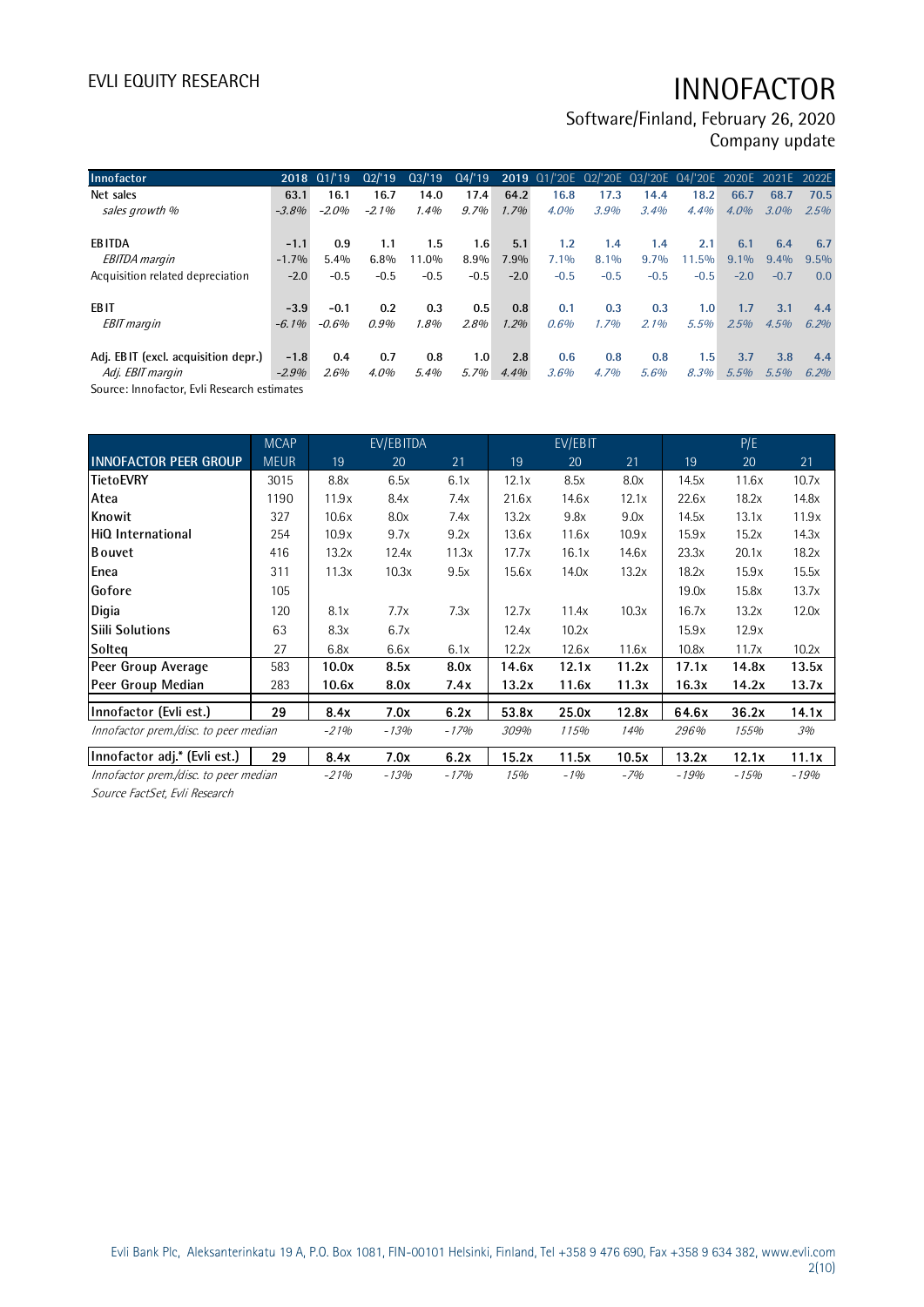| Innofactor | 2018 | Q1/'19 | Q2/'19 | Q3/'19 | Q4/'19 | 2019 | Q1/'20E | Q2/'20E | Q3/'20E | Q4/'20E | 2020E | 2021E | 2022E |
|---|---|---|---|---|---|---|---|---|---|---|---|---|---|
| Net sales | 63.1 | 16.1 | 16.7 | 14.0 | 17.4 | 64.2 | 16.8 | 17.3 | 14.4 | 18.2 | 66.7 | 68.7 | 70.5 |
| *sales growth %* | *-3.8%* | *-2.0%* | *-2.1%* | *1.4%* | *9.7%* | *1.7%* | *4.0%* | *3.9%* | *3.4%* | *4.4%* | *4.0%* | *3.0%* | *2.5%* |
| | | | | | | | | | | | | | |
| EBITDA | -1.1 | 0.9 | 1.1 | 1.5 | 1.6 | 5.1 | 1.2 | 1.4 | 1.4 | 2.1 | 6.1 | 6.4 | 6.7 |
| *EBITDA margin* | -1.7% | 5.4% | 6.8% | 11.0% | 8.9% | 7.9% | 7.1% | 8.1% | 9.7% | 11.5% | 9.1% | 9.4% | 9.5% |
| Acquisition related depreciation | -2.0 | -0.5 | -0.5 | -0.5 | -0.5 | -2.0 | -0.5 | -0.5 | -0.5 | -0.5 | -2.0 | -0.7 | 0.0 |
| | | | | | | | | | | | | | |
| EBIT | -3.9 | -0.1 | 0.2 | 0.3 | 0.5 | 0.8 | 0.1 | 0.3 | 0.3 | 1.0 | 1.7 | 3.1 | 4.4 |
| *EBIT margin* | *-6.1%* | *-0.6%* | *0.9%* | *1.8%* | *2.8%* | *1.2%* | *0.6%* | *1.7%* | *2.1%* | *5.5%* | *2.5%* | *4.5%* | *6.2%* |
| | | | | | | | | | | | | | |
| Adj. EBIT (excl. acquisition depr.) | -1.8 | 0.4 | 0.7 | 0.8 | 1.0 | 2.8 | 0.6 | 0.8 | 0.8 | 1.5 | 3.7 | 3.8 | 4.4 |
| *Adj. EBIT margin* | *-2.9%* | *2.6%* | *4.0%* | *5.4%* | *5.7%* | *4.4%* | *3.6%* | *4.7%* | *5.6%* | *8.3%* | *5.5%* | *5.5%* | *6.2%* |

Source: Innofactor, Evli Research estimates

| | MCAP | EV/EBITDA | | | EV/EBIT | | | P/E | | |
|---|---|---|---|---|---|---|---|---|---|---|
| **INNOFACTOR PEER GROUP** | MEUR | 19 | 20 | 21 | 19 | 20 | 21 | 19 | 20 | 21 |
| TietoEVRY | 3015 | 8.8x | 6.5x | 6.1x | 12.1x | 8.5x | 8.0x | 14.5x | 11.6x | 10.7x |
| Atea | 1190 | 11.9x | 8.4x | 7.4x | 21.6x | 14.6x | 12.1x | 22.6x | 18.2x | 14.8x |
| Knowit | 327 | 10.6x | 8.0x | 7.4x | 13.2x | 9.8x | 9.0x | 14.5x | 13.1x | 11.9x |
| HiQ International | 254 | 10.9x | 9.7x | 9.2x | 13.6x | 11.6x | 10.9x | 15.9x | 15.2x | 14.3x |
| Bouvet | 416 | 13.2x | 12.4x | 11.3x | 17.7x | 16.1x | 14.6x | 23.3x | 20.1x | 18.2x |
| Enea | 311 | 11.3x | 10.3x | 9.5x | 15.6x | 14.0x | 13.2x | 18.2x | 15.9x | 15.5x |
| Gofore | 105 | | | | | | | 19.0x | 15.8x | 13.7x |
| Digia | 120 | 8.1x | 7.7x | 7.3x | 12.7x | 11.4x | 10.3x | 16.7x | 13.2x | 12.0x |
| Siili Solutions | 63 | 8.3x | 6.7x | | 12.4x | 10.2x | | 15.9x | 12.9x | |
| Solteq | 27 | 6.8x | 6.6x | 6.1x | 12.2x | 12.6x | 11.6x | 10.8x | 11.7x | 10.2x |
| **Peer Group Average** | 583 | **10.0x** | **8.5x** | **8.0x** | **14.6x** | **12.1x** | **11.2x** | **17.1x** | **14.8x** | **13.5x** |
| **Peer Group Median** | 283 | **10.6x** | **8.0x** | **7.4x** | **13.2x** | **11.6x** | **11.3x** | **16.3x** | **14.2x** | **13.7x** |
| **Innofactor (Evli est.)** | **29** | **8.4x** | **7.0x** | **6.2x** | **53.8x** | **25.0x** | **12.8x** | **64.6x** | **36.2x** | **14.1x** |
| *Innofactor prem./disc. to peer median* | | *-21%* | *-13%* | *-17%* | *309%* | *115%* | *14%* | *296%* | *155%* | *3%* |
| **Innofactor adj.* (Evli est.)** | **29** | **8.4x** | **7.0x** | **6.2x** | **15.2x** | **11.5x** | **10.5x** | **13.2x** | **12.1x** | **11.1x** |
| *Innofactor prem./disc. to peer median* | | *-21%* | *-13%* | *-17%* | *15%* | *-1%* | *-7%* | *-19%* | *-15%* | *-19%* |

*Source FactSet, Evli Research*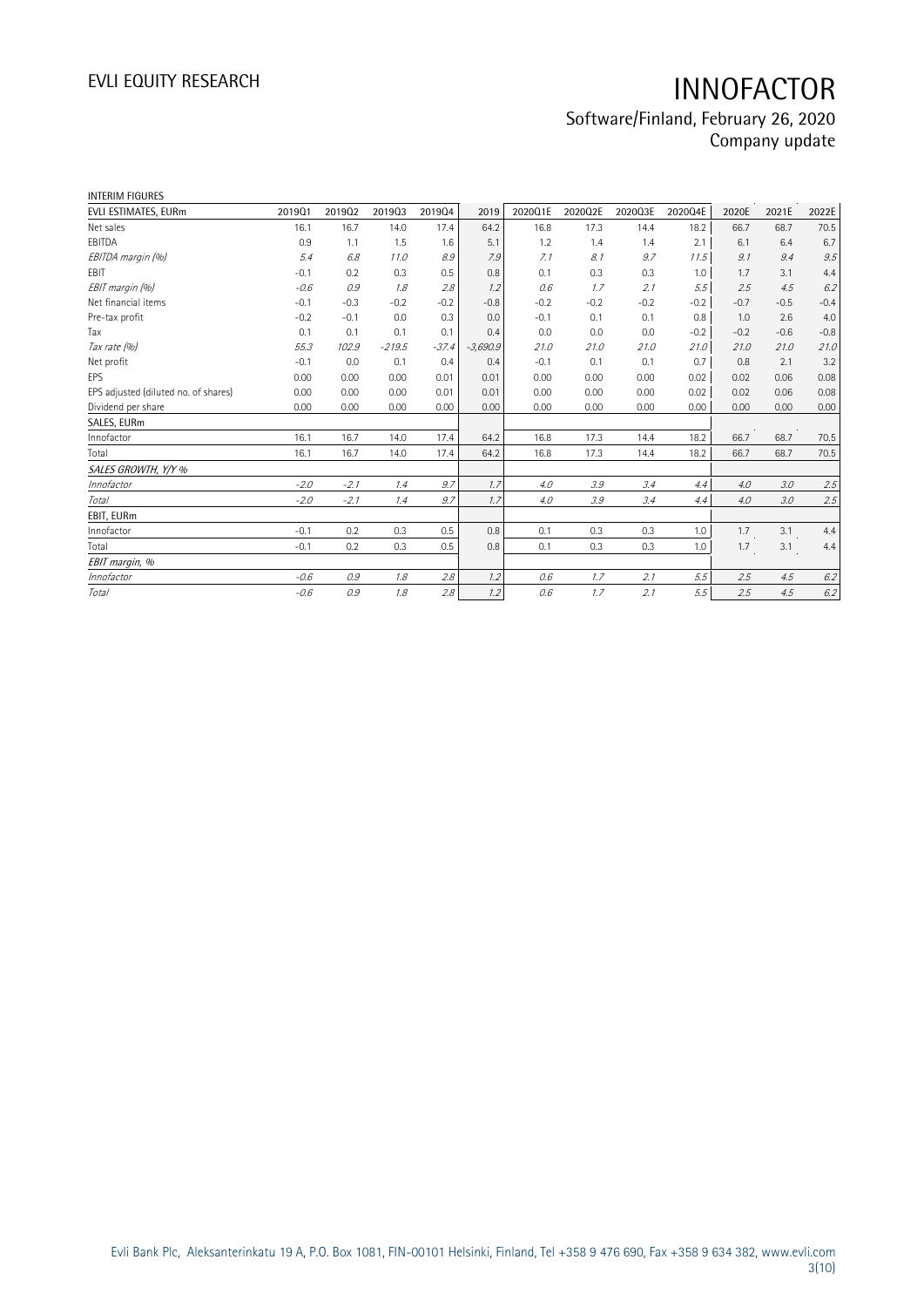INTERIM FIGURES

| EVLI ESTIMATES, EURm | 2019Q1 | 2019Q2 | 2019Q3 | 2019Q4 | 2019 | 2020Q1E | 2020Q2E | 2020Q3E | 2020Q4E | 2020E | 2021E | 2022E |
|---|---|---|---|---|---|---|---|---|---|---|---|---|
| Net sales | 16.1 | 16.7 | 14.0 | 17.4 | 64.2 | 16.8 | 17.3 | 14.4 | 18.2 | 66.7 | 68.7 | 70.5 |
| EBITDA | 0.9 | 1.1 | 1.5 | 1.6 | 5.1 | 1.2 | 1.4 | 1.4 | 2.1 | 6.1 | 6.4 | 6.7 |
| *EBITDA margin (%)* | *5.4* | *6.8* | *11.0* | *8.9* | *7.9* | *7.1* | *8.1* | *9.7* | *11.5* | *9.1* | *9.4* | *9.5* |
| EBIT | -0.1 | 0.2 | 0.3 | 0.5 | 0.8 | 0.1 | 0.3 | 0.3 | 1.0 | 1.7 | 3.1 | 4.4 |
| *EBIT margin (%)* | *-0.6* | *0.9* | *1.8* | *2.8* | *1.2* | *0.6* | *1.7* | *2.1* | *5.5* | *2.5* | *4.5* | *6.2* |
| Net financial items | -0.1 | -0.3 | -0.2 | -0.2 | -0.8 | -0.2 | -0.2 | -0.2 | -0.2 | -0.7 | -0.5 | -0.4 |
| Pre-tax profit | -0.2 | -0.1 | 0.0 | 0.3 | 0.0 | -0.1 | 0.1 | 0.1 | 0.8 | 1.0 | 2.6 | 4.0 |
| Tax | 0.1 | 0.1 | 0.1 | 0.1 | 0.4 | 0.0 | 0.0 | 0.0 | -0.2 | -0.2 | -0.6 | -0.8 |
| *Tax rate (%)* | *55.3* | *102.9* | *-219.5* | *-37.4* | *-3,690.9* | *21.0* | *21.0* | *21.0* | *21.0* | *21.0* | *21.0* | *21.0* |
| Net profit | -0.1 | 0.0 | 0.1 | 0.4 | 0.4 | -0.1 | 0.1 | 0.1 | 0.7 | 0.8 | 2.1 | 3.2 |
| EPS | 0.00 | 0.00 | 0.00 | 0.01 | 0.01 | 0.00 | 0.00 | 0.00 | 0.02 | 0.02 | 0.06 | 0.08 |
| EPS adjusted (diluted no. of shares) | 0.00 | 0.00 | 0.00 | 0.01 | 0.01 | 0.00 | 0.00 | 0.00 | 0.02 | 0.02 | 0.06 | 0.08 |
| Dividend per share | 0.00 | 0.00 | 0.00 | 0.00 | 0.00 | 0.00 | 0.00 | 0.00 | 0.00 | 0.00 | 0.00 | 0.00 |
| SALES, EURm | | | | | | | | | | | | |
| Innofactor | 16.1 | 16.7 | 14.0 | 17.4 | 64.2 | 16.8 | 17.3 | 14.4 | 18.2 | 66.7 | 68.7 | 70.5 |
| Total | 16.1 | 16.7 | 14.0 | 17.4 | 64.2 | 16.8 | 17.3 | 14.4 | 18.2 | 66.7 | 68.7 | 70.5 |
| *SALES GROWTH, Y/Y %* | | | | | | | | | | | | |
| *Innofactor* | *-2.0* | *-2.1* | *1.4* | *9.7* | *1.7* | *4.0* | *3.9* | *3.4* | *4.4* | *4.0* | *3.0* | *2.5* |
| *Total* | *-2.0* | *-2.1* | *1.4* | *9.7* | *1.7* | *4.0* | *3.9* | *3.4* | *4.4* | *4.0* | *3.0* | *2.5* |
| EBIT, EURm | | | | | | | | | | | | |
| Innofactor | -0.1 | 0.2 | 0.3 | 0.5 | 0.8 | 0.1 | 0.3 | 0.3 | 1.0 | 1.7 | 3.1 | 4.4 |
| Total | -0.1 | 0.2 | 0.3 | 0.5 | 0.8 | 0.1 | 0.3 | 0.3 | 1.0 | 1.7 | 3.1 | 4.4 |
| *EBIT margin, %* | | | | | | | | | | | | |
| *Innofactor* | *-0.6* | *0.9* | *1.8* | *2.8* | *1.2* | *0.6* | *1.7* | *2.1* | *5.5* | *2.5* | *4.5* | *6.2* |
| *Total* | *-0.6* | *0.9* | *1.8* | *2.8* | *1.2* | *0.6* | *1.7* | *2.1* | *5.5* | *2.5* | *4.5* | *6.2* |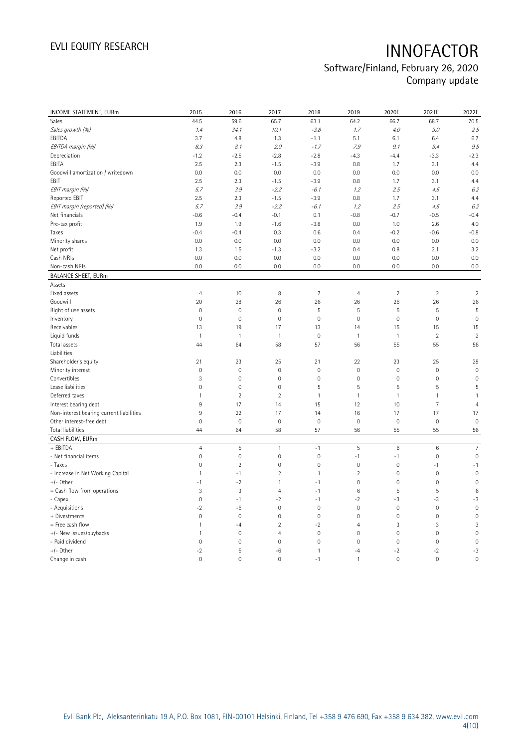# INNOFACTOR

Software/Finland, February 26, 2020
Company update

| INCOME STATEMENT, EURm | 2015 | 2016 | 2017 | 2018 | 2019 | 2020E | 2021E | 2022E |
|---|---|---|---|---|---|---|---|---|
| Sales | 44.5 | 59.6 | 65.7 | 63.1 | 64.2 | 66.7 | 68.7 | 70.5 |
| *Sales growth (%)* | *1.4* | *34.1* | *10.1* | *-3.8* | *1.7* | *4.0* | *3.0* | *2.5* |
| EBITDA | 3.7 | 4.8 | 1.3 | -1.1 | 5.1 | 6.1 | 6.4 | 6.7 |
| *EBITDA margin (%)* | *8.3* | *8.1* | *2.0* | *-1.7* | *7.9* | *9.1* | *9.4* | *9.5* |
| Depreciation | -1.2 | -2.5 | -2.8 | -2.8 | -4.3 | -4.4 | -3.3 | -2.3 |
| EBITA | 2.5 | 2.3 | -1.5 | -3.9 | 0.8 | 1.7 | 3.1 | 4.4 |
| Goodwill amortization / writedown | 0.0 | 0.0 | 0.0 | 0.0 | 0.0 | 0.0 | 0.0 | 0.0 |
| EBIT | 2.5 | 2.3 | -1.5 | -3.9 | 0.8 | 1.7 | 3.1 | 4.4 |
| *EBIT margin (%)* | *5.7* | *3.9* | *-2.2* | *-6.1* | *1.2* | *2.5* | *4.5* | *6.2* |
| Reported EBIT | 2.5 | 2.3 | -1.5 | -3.9 | 0.8 | 1.7 | 3.1 | 4.4 |
| *EBIT margin (reported) (%)* | *5.7* | *3.9* | *-2.2* | *-6.1* | *1.2* | *2.5* | *4.5* | *6.2* |
| Net financials | -0.6 | -0.4 | -0.1 | 0.1 | -0.8 | -0.7 | -0.5 | -0.4 |
| Pre-tax profit | 1.9 | 1.9 | -1.6 | -3.8 | 0.0 | 1.0 | 2.6 | 4.0 |
| Taxes | -0.4 | -0.4 | 0.3 | 0.6 | 0.4 | -0.2 | -0.6 | -0.8 |
| Minority shares | 0.0 | 0.0 | 0.0 | 0.0 | 0.0 | 0.0 | 0.0 | 0.0 |
| Net profit | 1.3 | 1.5 | -1.3 | -3.2 | 0.4 | 0.8 | 2.1 | 3.2 |
| Cash NRIs | 0.0 | 0.0 | 0.0 | 0.0 | 0.0 | 0.0 | 0.0 | 0.0 |
| Non-cash NRIs | 0.0 | 0.0 | 0.0 | 0.0 | 0.0 | 0.0 | 0.0 | 0.0 |
| **BALANCE SHEET, EURm** | | | | | | | | |
| Assets | | | | | | | | |
| Fixed assets | 4 | 10 | 8 | 7 | 4 | 2 | 2 | 2 |
| Goodwill | 20 | 28 | 26 | 26 | 26 | 26 | 26 | 26 |
| Right of use assets | 0 | 0 | 0 | 5 | 5 | 5 | 5 | 5 |
| Inventory | 0 | 0 | 0 | 0 | 0 | 0 | 0 | 0 |
| Receivables | 13 | 19 | 17 | 13 | 14 | 15 | 15 | 15 |
| Liquid funds | 1 | 1 | 1 | 0 | 1 | 1 | 2 | 2 |
| Total assets | 44 | 64 | 58 | 57 | 56 | 55 | 55 | 56 |
| Liabilities | | | | | | | | |
| Shareholder's equity | 21 | 23 | 25 | 21 | 22 | 23 | 25 | 28 |
| Minority interest | 0 | 0 | 0 | 0 | 0 | 0 | 0 | 0 |
| Convertibles | 3 | 0 | 0 | 0 | 0 | 0 | 0 | 0 |
| Lease liabilities | 0 | 0 | 0 | 5 | 5 | 5 | 5 | 5 |
| Deferred taxes | 1 | 2 | 2 | 1 | 1 | 1 | 1 | 1 |
| Interest bearing debt | 9 | 17 | 14 | 15 | 12 | 10 | 7 | 4 |
| Non-interest bearing current liabilities | 9 | 22 | 17 | 14 | 16 | 17 | 17 | 17 |
| Other interest-free debt | 0 | 0 | 0 | 0 | 0 | 0 | 0 | 0 |
| Total liabilities | 44 | 64 | 58 | 57 | 56 | 55 | 55 | 56 |
| **CASH FLOW, EURm** | | | | | | | | |
| + EBITDA | 4 | 5 | 1 | -1 | 5 | 6 | 6 | 7 |
| - Net financial items | 0 | 0 | 0 | 0 | -1 | -1 | 0 | 0 |
| - Taxes | 0 | 2 | 0 | 0 | 0 | 0 | -1 | -1 |
| - Increase in Net Working Capital | 1 | -1 | 2 | 1 | 2 | 0 | 0 | 0 |
| +/- Other | -1 | -2 | 1 | -1 | 0 | 0 | 0 | 0 |
| = Cash flow from operations | 3 | 3 | 4 | -1 | 6 | 5 | 5 | 6 |
| - Capex | 0 | -1 | -2 | -1 | -2 | -3 | -3 | -3 |
| - Acquisitions | -2 | -6 | 0 | 0 | 0 | 0 | 0 | 0 |
| + Divestments | 0 | 0 | 0 | 0 | 0 | 0 | 0 | 0 |
| = Free cash flow | 1 | -4 | 2 | -2 | 4 | 3 | 3 | 3 |
| +/- New issues/buybacks | 1 | 0 | 4 | 0 | 0 | 0 | 0 | 0 |
| - Paid dividend | 0 | 0 | 0 | 0 | 0 | 0 | 0 | 0 |
| +/- Other | -2 | 5 | -6 | 1 | -4 | -2 | -2 | -3 |
| Change in cash | 0 | 0 | 0 | -1 | 1 | 0 | 0 | 0 |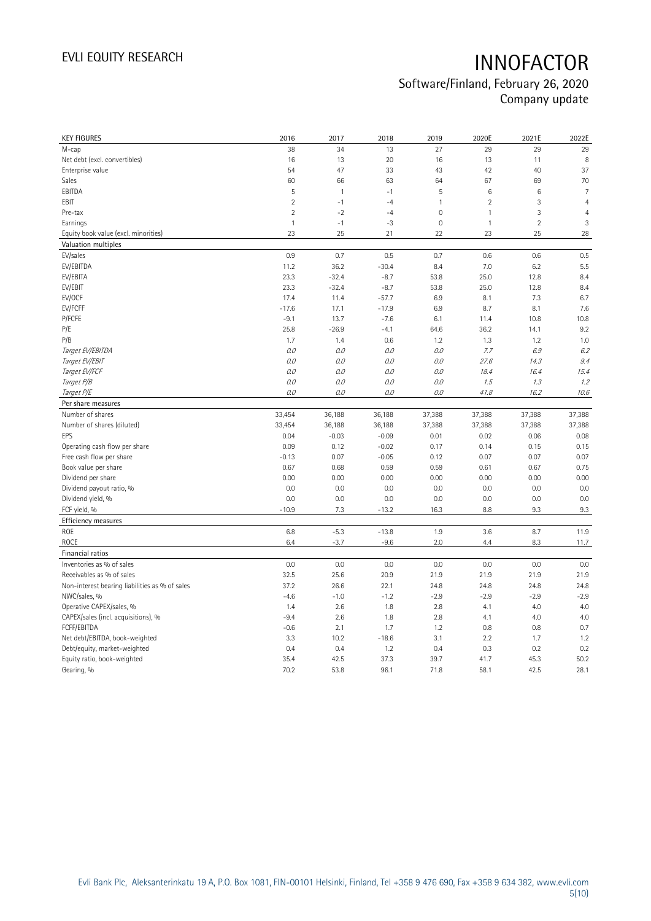| KEY FIGURES | 2016 | 2017 | 2018 | 2019 | 2020E | 2021E | 2022E |
|---|---|---|---|---|---|---|---|
| M-cap | 38 | 34 | 13 | 27 | 29 | 29 | 29 |
| Net debt (excl. convertibles) | 16 | 13 | 20 | 16 | 13 | 11 | 8 |
| Enterprise value | 54 | 47 | 33 | 43 | 42 | 40 | 37 |
| Sales | 60 | 66 | 63 | 64 | 67 | 69 | 70 |
| EBITDA | 5 | 1 | -1 | 5 | 6 | 6 | 7 |
| EBIT | 2 | -1 | -4 | 1 | 2 | 3 | 4 |
| Pre-tax | 2 | -2 | -4 | 0 | 1 | 3 | 4 |
| Earnings | 1 | -1 | -3 | 0 | 1 | 2 | 3 |
| Equity book value (excl. minorities) | 23 | 25 | 21 | 22 | 23 | 25 | 28 |
| **Valuation multiples** | | | | | | | |
| EV/sales | 0.9 | 0.7 | 0.5 | 0.7 | 0.6 | 0.6 | 0.5 |
| EV/EBITDA | 11.2 | 36.2 | -30.4 | 8.4 | 7.0 | 6.2 | 5.5 |
| EV/EBITA | 23.3 | -32.4 | -8.7 | 53.8 | 25.0 | 12.8 | 8.4 |
| EV/EBIT | 23.3 | -32.4 | -8.7 | 53.8 | 25.0 | 12.8 | 8.4 |
| EV/OCF | 17.4 | 11.4 | -57.7 | 6.9 | 8.1 | 7.3 | 6.7 |
| EV/FCFF | -17.6 | 17.1 | -17.9 | 6.9 | 8.7 | 8.1 | 7.6 |
| P/FCFE | -9.1 | 13.7 | -7.6 | 6.1 | 11.4 | 10.8 | 10.8 |
| P/E | 25.8 | -26.9 | -4.1 | 64.6 | 36.2 | 14.1 | 9.2 |
| P/B | 1.7 | 1.4 | 0.6 | 1.2 | 1.3 | 1.2 | 1.0 |
| *Target EV/EBITDA* | *0.0* | *0.0* | *0.0* | *0.0* | *7.7* | *6.9* | *6.2* |
| *Target EV/EBIT* | *0.0* | *0.0* | *0.0* | *0.0* | *27.6* | *14.3* | *9.4* |
| *Target EV/FCF* | *0.0* | *0.0* | *0.0* | *0.0* | *18.4* | *16.4* | *15.4* |
| *Target P/B* | *0.0* | *0.0* | *0.0* | *0.0* | *1.5* | *1.3* | *1.2* |
| *Target P/E* | *0.0* | *0.0* | *0.0* | *0.0* | *41.8* | *16.2* | *10.6* |
| **Per share measures** | | | | | | | |
| Number of shares | 33,454 | 36,188 | 36,188 | 37,388 | 37,388 | 37,388 | 37,388 |
| Number of shares (diluted) | 33,454 | 36,188 | 36,188 | 37,388 | 37,388 | 37,388 | 37,388 |
| EPS | 0.04 | -0.03 | -0.09 | 0.01 | 0.02 | 0.06 | 0.08 |
| Operating cash flow per share | 0.09 | 0.12 | -0.02 | 0.17 | 0.14 | 0.15 | 0.15 |
| Free cash flow per share | -0.13 | 0.07 | -0.05 | 0.12 | 0.07 | 0.07 | 0.07 |
| Book value per share | 0.67 | 0.68 | 0.59 | 0.59 | 0.61 | 0.67 | 0.75 |
| Dividend per share | 0.00 | 0.00 | 0.00 | 0.00 | 0.00 | 0.00 | 0.00 |
| Dividend payout ratio, % | 0.0 | 0.0 | 0.0 | 0.0 | 0.0 | 0.0 | 0.0 |
| Dividend yield, % | 0.0 | 0.0 | 0.0 | 0.0 | 0.0 | 0.0 | 0.0 |
| FCF yield, % | -10.9 | 7.3 | -13.2 | 16.3 | 8.8 | 9.3 | 9.3 |
| **Efficiency measures** | | | | | | | |
| ROE | 6.8 | -5.3 | -13.8 | 1.9 | 3.6 | 8.7 | 11.9 |
| ROCE | 6.4 | -3.7 | -9.6 | 2.0 | 4.4 | 8.3 | 11.7 |
| **Financial ratios** | | | | | | | |
| Inventories as % of sales | 0.0 | 0.0 | 0.0 | 0.0 | 0.0 | 0.0 | 0.0 |
| Receivables as % of sales | 32.5 | 25.6 | 20.9 | 21.9 | 21.9 | 21.9 | 21.9 |
| Non-interest bearing liabilities as % of sales | 37.2 | 26.6 | 22.1 | 24.8 | 24.8 | 24.8 | 24.8 |
| NWC/sales, % | -4.6 | -1.0 | -1.2 | -2.9 | -2.9 | -2.9 | -2.9 |
| Operative CAPEX/sales, % | 1.4 | 2.6 | 1.8 | 2.8 | 4.1 | 4.0 | 4.0 |
| CAPEX/sales (incl. acquisitions), % | -9.4 | 2.6 | 1.8 | 2.8 | 4.1 | 4.0 | 4.0 |
| FCFF/EBITDA | -0.6 | 2.1 | 1.7 | 1.2 | 0.8 | 0.8 | 0.7 |
| Net debt/EBITDA, book-weighted | 3.3 | 10.2 | -18.6 | 3.1 | 2.2 | 1.7 | 1.2 |
| Debt/equity, market-weighted | 0.4 | 0.4 | 1.2 | 0.4 | 0.3 | 0.2 | 0.2 |
| Equity ratio, book-weighted | 35.4 | 42.5 | 37.3 | 39.7 | 41.7 | 45.3 | 50.2 |
| Gearing, % | 70.2 | 53.8 | 96.1 | 71.8 | 58.1 | 42.5 | 28.1 |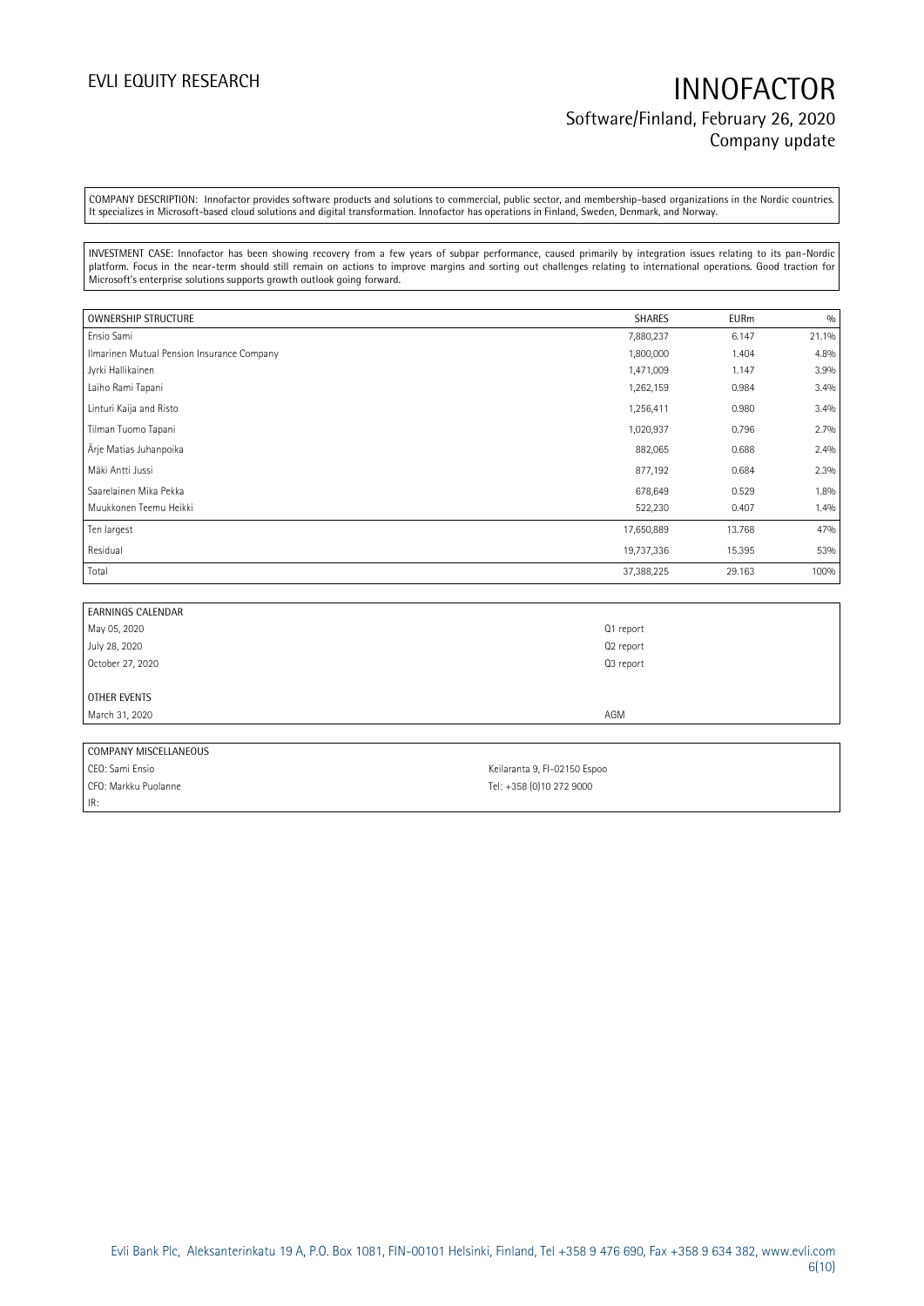COMPANY DESCRIPTION: Innofactor provides software products and solutions to commercial, public sector, and membership-based organizations in the Nordic countries. It specializes in Microsoft-based cloud solutions and digital transformation. Innofactor has operations in Finland, Sweden, Denmark, and Norway.

INVESTMENT CASE: Innofactor has been showing recovery from a few years of subpar performance, caused primarily by integration issues relating to its pan-Nordic platform. Focus in the near-term should still remain on actions to improve margins and sorting out challenges relating to international operations. Good traction for Microsoft's enterprise solutions supports growth outlook going forward.

| OWNERSHIP STRUCTURE | SHARES | EURm | % |
|---|---|---|---|
| Ensio Sami | 7,880,237 | 6.147 | 21.1% |
| Ilmarinen Mutual Pension Insurance Company | 1,800,000 | 1.404 | 4.8% |
| Jyrki Hallikainen | 1,471,009 | 1.147 | 3.9% |
| Laiho Rami Tapani | 1,262,159 | 0.984 | 3.4% |
| Linturi Kaija and Risto | 1,256,411 | 0.980 | 3.4% |
| Tilman Tuomo Tapani | 1,020,937 | 0.796 | 2.7% |
| Ärje Matias Juhanpoika | 882,065 | 0.688 | 2.4% |
| Mäki Antti Jussi | 877,192 | 0.684 | 2.3% |
| Saarelainen Mika Pekka | 678,649 | 0.529 | 1.8% |
| Muukkonen Teemu Heikki | 522,230 | 0.407 | 1.4% |
| Ten largest | 17,650,889 | 13.768 | 47% |
| Residual | 19,737,336 | 15.395 | 53% |
| Total | 37,388,225 | 29.163 | 100% |

| EARNINGS CALENDAR | |
|---|---|
| May 05, 2020 | Q1 report |
| July 28, 2020 | Q2 report |
| October 27, 2020 | Q3 report |
| | |
| **OTHER EVENTS** | |
| March 31, 2020 | AGM |

| COMPANY MISCELLANEOUS | |
|---|---|
| CEO: Sami Ensio | Keilaranta 9, FI-02150 Espoo |
| CFO: Markku Puolanne | Tel: +358 (0)10 272 9000 |
| IR: | |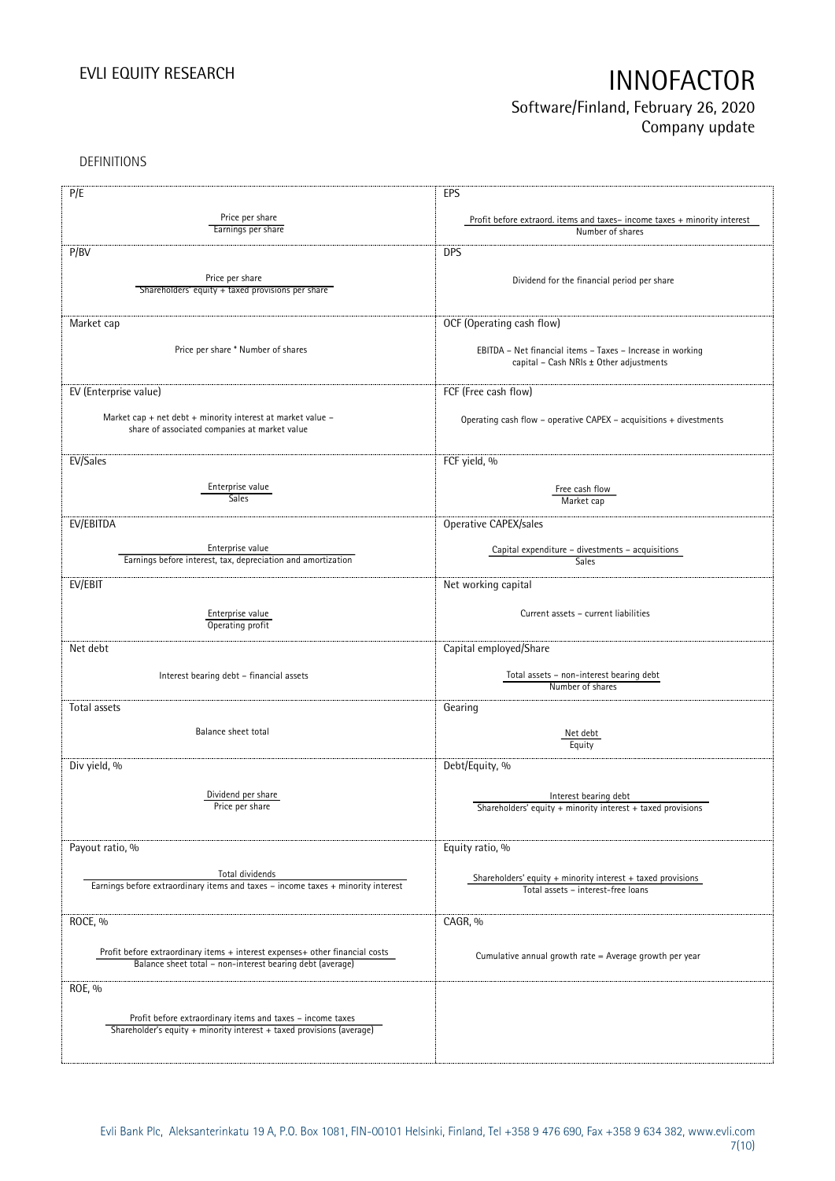DEFINITIONS

| P/E | EPS |
|---|---|
| $\frac{\text{Price per share}}{\text{Earnings per share}}$ | $\frac{\text{Profit before extraord. items and taxes– income taxes + minority interest}}{\text{Number of shares}}$ |
| **P/BV** | **DPS** |
| $\frac{\text{Price per share}}{\text{Shareholders' equity + taxed provisions per share}}$ | Dividend for the financial period per share |
| **Market cap** | **OCF (Operating cash flow)** |
| Price per share * Number of shares | EBITDA – Net financial items – Taxes – Increase in working capital – Cash NRIs ± Other adjustments |
| **EV (Enterprise value)** | **FCF (Free cash flow)** |
| Market cap + net debt + minority interest at market value – share of associated companies at market value | Operating cash flow – operative CAPEX – acquisitions + divestments |
| **EV/Sales** | **FCF yield, %** |
| $\frac{\text{Enterprise value}}{\text{Sales}}$ | $\frac{\text{Free cash flow}}{\text{Market cap}}$ |
| **EV/EBITDA** | **Operative CAPEX/sales** |
| $\frac{\text{Enterprise value}}{\text{Earnings before interest, tax, depreciation and amortization}}$ | $\frac{\text{Capital expenditure – divestments – acquisitions}}{\text{Sales}}$ |
| **EV/EBIT** | **Net working capital** |
| $\frac{\text{Enterprise value}}{\text{Operating profit}}$ | Current assets – current liabilities |
| **Net debt** | **Capital employed/Share** |
| Interest bearing debt – financial assets | $\frac{\text{Total assets – non-interest bearing debt}}{\text{Number of shares}}$ |
| **Total assets** | **Gearing** |
| Balance sheet total | $\frac{\text{Net debt}}{\text{Equity}}$ |
| **Div yield, %** | **Debt/Equity, %** |
| $\frac{\text{Dividend per share}}{\text{Price per share}}$ | $\frac{\text{Interest bearing debt}}{\text{Shareholders' equity + minority interest + taxed provisions}}$ |
| **Payout ratio, %** | **Equity ratio, %** |
| $\frac{\text{Total dividends}}{\text{Earnings before extraordinary items and taxes – income taxes + minority interest}}$ | $\frac{\text{Shareholders' equity + minority interest + taxed provisions}}{\text{Total assets – interest-free loans}}$ |
| **ROCE, %** | **CAGR, %** |
| $\frac{\text{Profit before extraordinary items + interest expenses+ other financial costs}}{\text{Balance sheet total – non-interest bearing debt (average)}}$ | Cumulative annual growth rate = Average growth per year |
| **ROE, %** | |
| $\frac{\text{Profit before extraordinary items and taxes – income taxes}}{\text{Shareholder's equity + minority interest + taxed provisions (average)}}$ | |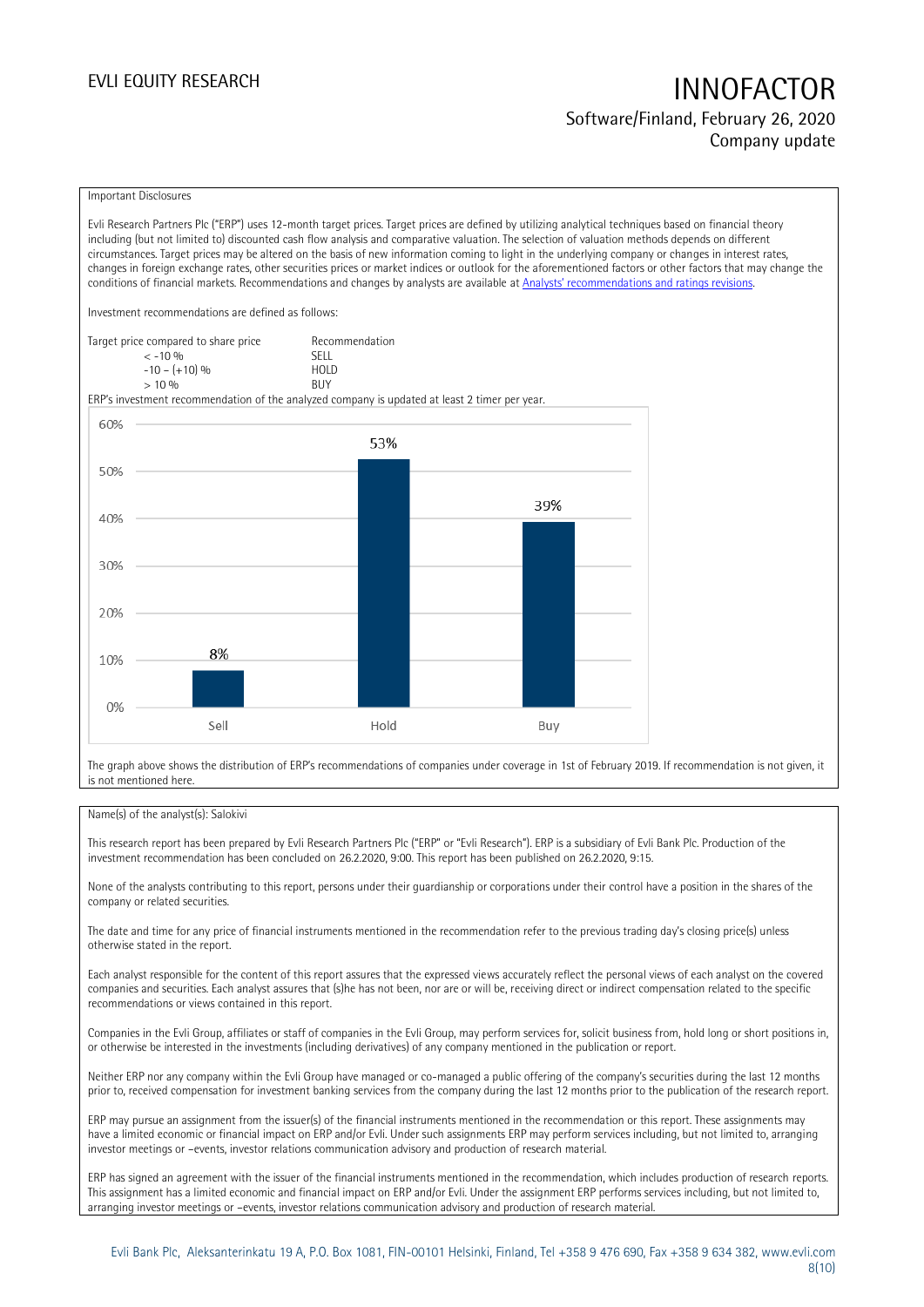Important Disclosures

Evli Research Partners Plc ("ERP") uses 12-month target prices. Target prices are defined by utilizing analytical techniques based on financial theory including (but not limited to) discounted cash flow analysis and comparative valuation. The selection of valuation methods depends on different circumstances. Target prices may be altered on the basis of new information coming to light in the underlying company or changes in interest rates, changes in foreign exchange rates, other securities prices or market indices or outlook for the aforementioned factors or other factors that may change the conditions of financial markets. Recommendations and changes by analysts are available at Analysts' recommendations and ratings revisions.

Investment recommendations are defined as follows:

| Target price compared to share price | Recommendation |
|---|---|
| < -10 % | SELL |
| -10 – (+10) % | HOLD |
| > 10 % | BUY |

ERP's investment recommendation of the analyzed company is updated at least 2 timer per year.

| | Sell | Hold | Buy |
|---|---|---|---|
| Share | 8% | 53% | 39% |

The graph above shows the distribution of ERP's recommendations of companies under coverage in 1st of February 2019. If recommendation is not given, it is not mentioned here.

Name(s) of the analyst(s): Salokivi

This research report has been prepared by Evli Research Partners Plc ("ERP" or "Evli Research"). ERP is a subsidiary of Evli Bank Plc. Production of the investment recommendation has been concluded on 26.2.2020, 9:00. This report has been published on 26.2.2020, 9:15.

None of the analysts contributing to this report, persons under their guardianship or corporations under their control have a position in the shares of the company or related securities.

The date and time for any price of financial instruments mentioned in the recommendation refer to the previous trading day's closing price(s) unless otherwise stated in the report.

Each analyst responsible for the content of this report assures that the expressed views accurately reflect the personal views of each analyst on the covered companies and securities. Each analyst assures that (s)he has not been, nor are or will be, receiving direct or indirect compensation related to the specific recommendations or views contained in this report.

Companies in the Evli Group, affiliates or staff of companies in the Evli Group, may perform services for, solicit business from, hold long or short positions in, or otherwise be interested in the investments (including derivatives) of any company mentioned in the publication or report.

Neither ERP nor any company within the Evli Group have managed or co-managed a public offering of the company's securities during the last 12 months prior to, received compensation for investment banking services from the company during the last 12 months prior to the publication of the research report.

ERP may pursue an assignment from the issuer(s) of the financial instruments mentioned in the recommendation or this report. These assignments may have a limited economic or financial impact on ERP and/or Evli. Under such assignments ERP may perform services including, but not limited to, arranging investor meetings or –events, investor relations communication advisory and production of research material.

ERP has signed an agreement with the issuer of the financial instruments mentioned in the recommendation, which includes production of research reports. This assignment has a limited economic and financial impact on ERP and/or Evli. Under the assignment ERP performs services including, but not limited to, arranging investor meetings or –events, investor relations communication advisory and production of research material.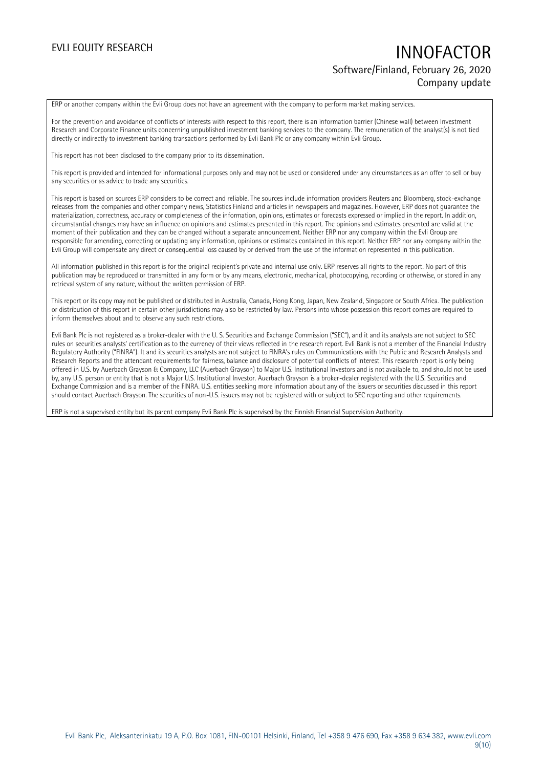ERP or another company within the Evli Group does not have an agreement with the company to perform market making services.

For the prevention and avoidance of conflicts of interests with respect to this report, there is an information barrier (Chinese wall) between Investment Research and Corporate Finance units concerning unpublished investment banking services to the company. The remuneration of the analyst(s) is not tied directly or indirectly to investment banking transactions performed by Evli Bank Plc or any company within Evli Group.

This report has not been disclosed to the company prior to its dissemination.

This report is provided and intended for informational purposes only and may not be used or considered under any circumstances as an offer to sell or buy any securities or as advice to trade any securities.

This report is based on sources ERP considers to be correct and reliable. The sources include information providers Reuters and Bloomberg, stock-exchange releases from the companies and other company news, Statistics Finland and articles in newspapers and magazines. However, ERP does not guarantee the materialization, correctness, accuracy or completeness of the information, opinions, estimates or forecasts expressed or implied in the report. In addition, circumstantial changes may have an influence on opinions and estimates presented in this report. The opinions and estimates presented are valid at the moment of their publication and they can be changed without a separate announcement. Neither ERP nor any company within the Evli Group are responsible for amending, correcting or updating any information, opinions or estimates contained in this report. Neither ERP nor any company within the Evli Group will compensate any direct or consequential loss caused by or derived from the use of the information represented in this publication.

All information published in this report is for the original recipient's private and internal use only. ERP reserves all rights to the report. No part of this publication may be reproduced or transmitted in any form or by any means, electronic, mechanical, photocopying, recording or otherwise, or stored in any retrieval system of any nature, without the written permission of ERP.

This report or its copy may not be published or distributed in Australia, Canada, Hong Kong, Japan, New Zealand, Singapore or South Africa. The publication or distribution of this report in certain other jurisdictions may also be restricted by law. Persons into whose possession this report comes are required to inform themselves about and to observe any such restrictions.

Evli Bank Plc is not registered as a broker-dealer with the U. S. Securities and Exchange Commission ("SEC"), and it and its analysts are not subject to SEC rules on securities analysts' certification as to the currency of their views reflected in the research report. Evli Bank is not a member of the Financial Industry Regulatory Authority ("FINRA"). It and its securities analysts are not subject to FINRA's rules on Communications with the Public and Research Analysts and Research Reports and the attendant requirements for fairness, balance and disclosure of potential conflicts of interest. This research report is only being offered in U.S. by Auerbach Grayson & Company, LLC (Auerbach Grayson) to Major U.S. Institutional Investors and is not available to, and should not be used by, any U.S. person or entity that is not a Major U.S. Institutional Investor. Auerbach Grayson is a broker-dealer registered with the U.S. Securities and Exchange Commission and is a member of the FINRA. U.S. entities seeking more information about any of the issuers or securities discussed in this report should contact Auerbach Grayson. The securities of non-U.S. issuers may not be registered with or subject to SEC reporting and other requirements.

ERP is not a supervised entity but its parent company Evli Bank Plc is supervised by the Finnish Financial Supervision Authority.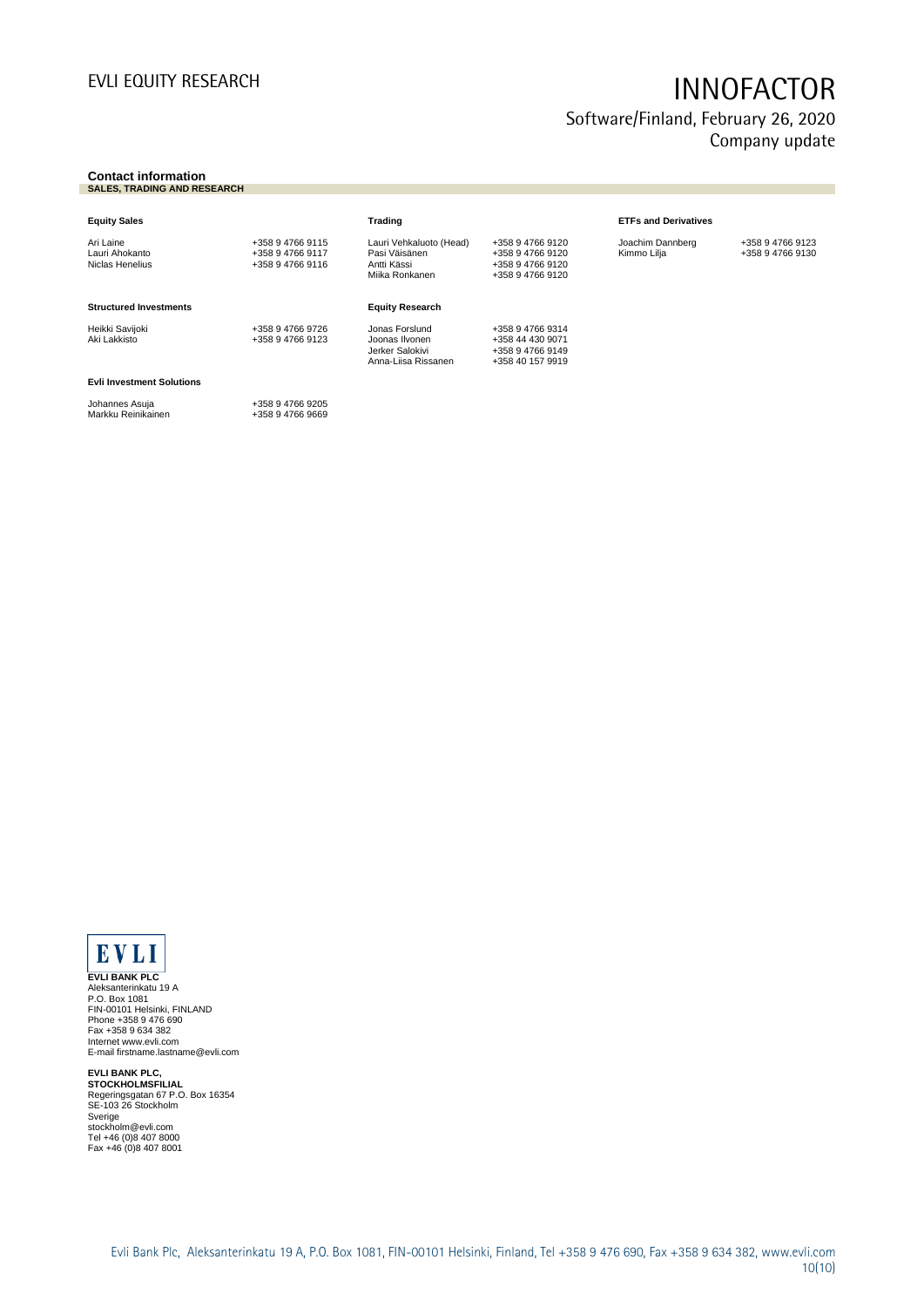# Contact information

**SALES, TRADING AND RESEARCH**

**Equity Sales**

| | |
|---|---|
| Ari Laine | +358 9 4766 9115 |
| Lauri Ahokanto | +358 9 4766 9117 |
| Niclas Henelius | +358 9 4766 9116 |

**Trading**

| | |
|---|---|
| Lauri Vehkaluoto (Head) | +358 9 4766 9120 |
| Pasi Väisänen | +358 9 4766 9120 |
| Antti Kässi | +358 9 4766 9120 |
| Miika Ronkanen | +358 9 4766 9120 |

**ETFs and Derivatives**

| | |
|---|---|
| Joachim Dannberg | +358 9 4766 9123 |
| Kimmo Lilja | +358 9 4766 9130 |

**Structured Investments**

| | |
|---|---|
| Heikki Savijoki | +358 9 4766 9726 |
| Aki Lakkisto | +358 9 4766 9123 |

**Equity Research**

| | |
|---|---|
| Jonas Forslund | +358 9 4766 9314 |
| Joonas Ilvonen | +358 44 430 9071 |
| Jerker Salokivi | +358 9 4766 9149 |
| Anna-Liisa Rissanen | +358 40 157 9919 |

**Evli Investment Solutions**

| | |
|---|---|
| Johannes Asuja | +358 9 4766 9205 |
| Markku Reinikainen | +358 9 4766 9669 |

**EVLI BANK PLC**
Aleksanterinkatu 19 A
P.O. Box 1081
FIN-00101 Helsinki, FINLAND
Phone +358 9 476 690
Fax +358 9 634 382
Internet www.evli.com
E-mail firstname.lastname@evli.com

**EVLI BANK PLC,**
**STOCKHOLMSFILIAL**
Regeringsgatan 67 P.O. Box 16354
SE-103 26 Stockholm
Sverige
stockholm@evli.com
Tel +46 (0)8 407 8000
Fax +46 (0)8 407 8001